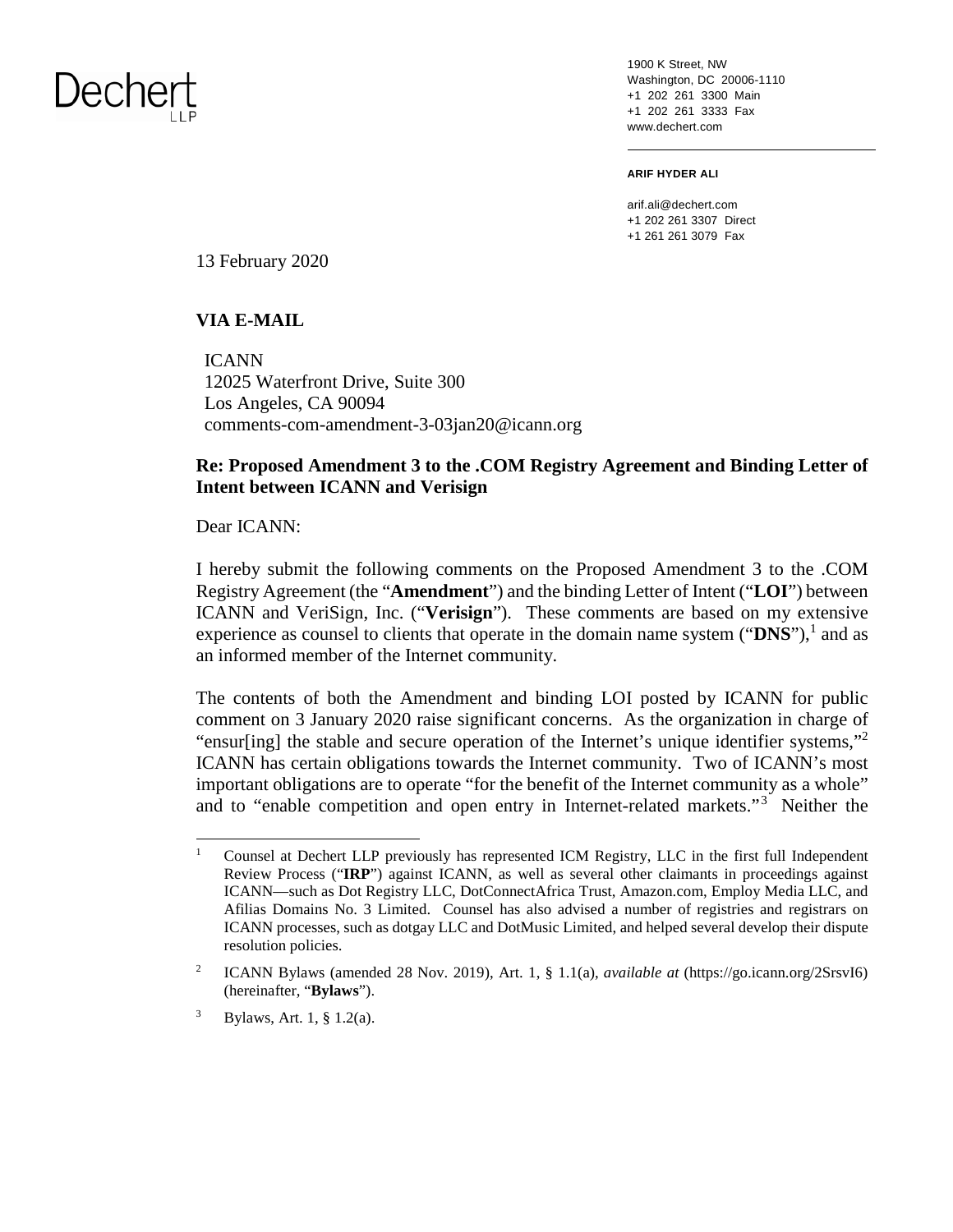Dechert LLP

1900 K Street, NW
Washington, DC 20006-1110
+1 202 261 3300 Main
+1 202 261 3333 Fax
www.dechert.com

**ARIF HYDER ALI**

arif.ali@dechert.com
+1 202 261 3307 Direct
+1 261 261 3079 Fax

13 February 2020

**VIA E-MAIL**

ICANN
12025 Waterfront Drive, Suite 300
Los Angeles, CA 90094
comments-com-amendment-3-03jan20@icann.org

**Re: Proposed Amendment 3 to the .COM Registry Agreement and Binding Letter of Intent between ICANN and Verisign**

Dear ICANN:

I hereby submit the following comments on the Proposed Amendment 3 to the .COM Registry Agreement (the "**Amendment**") and the binding Letter of Intent ("**LOI**") between ICANN and VeriSign, Inc. ("**Verisign**"). These comments are based on my extensive experience as counsel to clients that operate in the domain name system ("**DNS**"),[1] and as an informed member of the Internet community.

The contents of both the Amendment and binding LOI posted by ICANN for public comment on 3 January 2020 raise significant concerns. As the organization in charge of "ensur[ing] the stable and secure operation of the Internet's unique identifier systems,"[2] ICANN has certain obligations towards the Internet community. Two of ICANN's most important obligations are to operate "for the benefit of the Internet community as a whole" and to "enable competition and open entry in Internet-related markets."[3] Neither the

---

[1] Counsel at Dechert LLP previously has represented ICM Registry, LLC in the first full Independent Review Process ("**IRP**") against ICANN, as well as several other claimants in proceedings against ICANN—such as Dot Registry LLC, DotConnectAfrica Trust, Amazon.com, Employ Media LLC, and Afilias Domains No. 3 Limited. Counsel has also advised a number of registries and registrars on ICANN processes, such as dotgay LLC and DotMusic Limited, and helped several develop their dispute resolution policies.

[2] ICANN Bylaws (amended 28 Nov. 2019), Art. 1, § 1.1(a), *available at* (https://go.icann.org/2SrsvI6) (hereinafter, "**Bylaws**").

[3] Bylaws, Art. 1, § 1.2(a).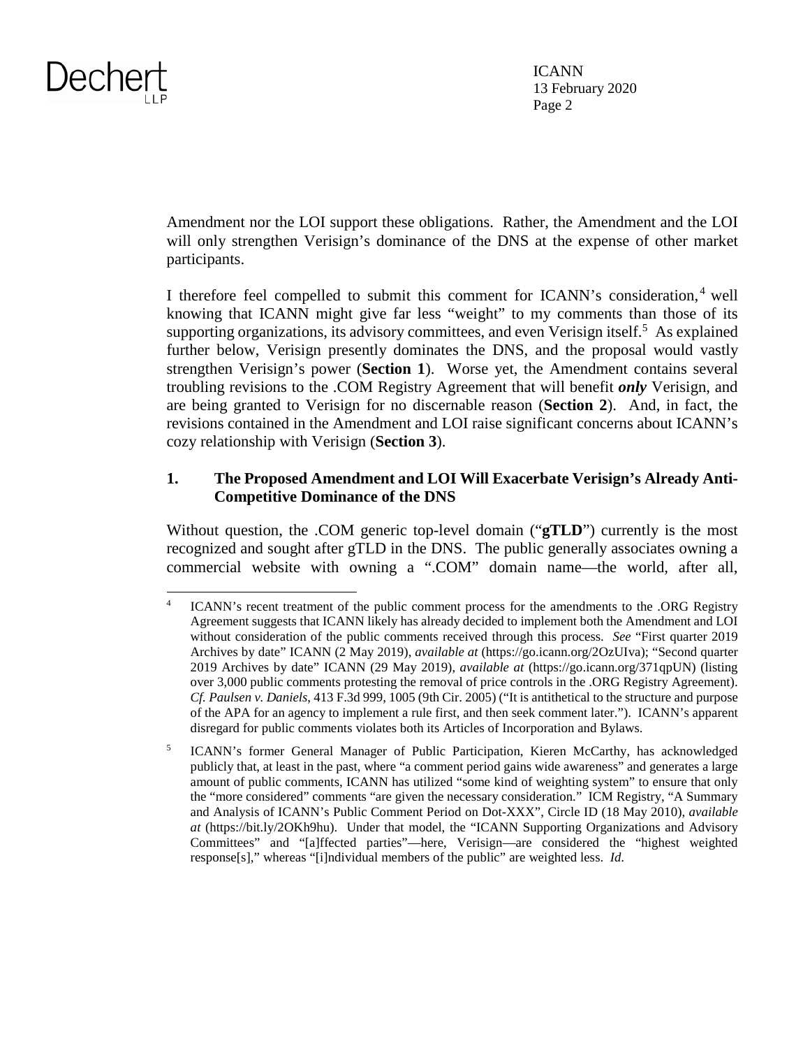Amendment nor the LOI support these obligations. Rather, the Amendment and the LOI will only strengthen Verisign's dominance of the DNS at the expense of other market participants.

I therefore feel compelled to submit this comment for ICANN's consideration,[4] well knowing that ICANN might give far less "weight" to my comments than those of its supporting organizations, its advisory committees, and even Verisign itself.[5] As explained further below, Verisign presently dominates the DNS, and the proposal would vastly strengthen Verisign's power (**Section 1**). Worse yet, the Amendment contains several troubling revisions to the .COM Registry Agreement that will benefit ***only*** Verisign, and are being granted to Verisign for no discernable reason (**Section 2**). And, in fact, the revisions contained in the Amendment and LOI raise significant concerns about ICANN's cozy relationship with Verisign (**Section 3**).

## 1. The Proposed Amendment and LOI Will Exacerbate Verisign's Already Anti-Competitive Dominance of the DNS

Without question, the .COM generic top-level domain ("**gTLD**") currently is the most recognized and sought after gTLD in the DNS. The public generally associates owning a commercial website with owning a ".COM" domain name—the world, after all,

---

[4] ICANN's recent treatment of the public comment process for the amendments to the .ORG Registry Agreement suggests that ICANN likely has already decided to implement both the Amendment and LOI without consideration of the public comments received through this process. *See* "First quarter 2019 Archives by date" ICANN (2 May 2019), *available at* (https://go.icann.org/2OzUIva); "Second quarter 2019 Archives by date" ICANN (29 May 2019), *available at* (https://go.icann.org/371qpUN) (listing over 3,000 public comments protesting the removal of price controls in the .ORG Registry Agreement). *Cf. Paulsen v. Daniels*, 413 F.3d 999, 1005 (9th Cir. 2005) ("It is antithetical to the structure and purpose of the APA for an agency to implement a rule first, and then seek comment later."). ICANN's apparent disregard for public comments violates both its Articles of Incorporation and Bylaws.

[5] ICANN's former General Manager of Public Participation, Kieren McCarthy, has acknowledged publicly that, at least in the past, where "a comment period gains wide awareness" and generates a large amount of public comments, ICANN has utilized "some kind of weighting system" to ensure that only the "more considered" comments "are given the necessary consideration." ICM Registry, "A Summary and Analysis of ICANN's Public Comment Period on Dot-XXX", Circle ID (18 May 2010), *available at* (https://bit.ly/2OKh9hu). Under that model, the "ICANN Supporting Organizations and Advisory Committees" and "[a]ffected parties"—here, Verisign—are considered the "highest weighted response[s]," whereas "[i]ndividual members of the public" are weighted less. *Id.*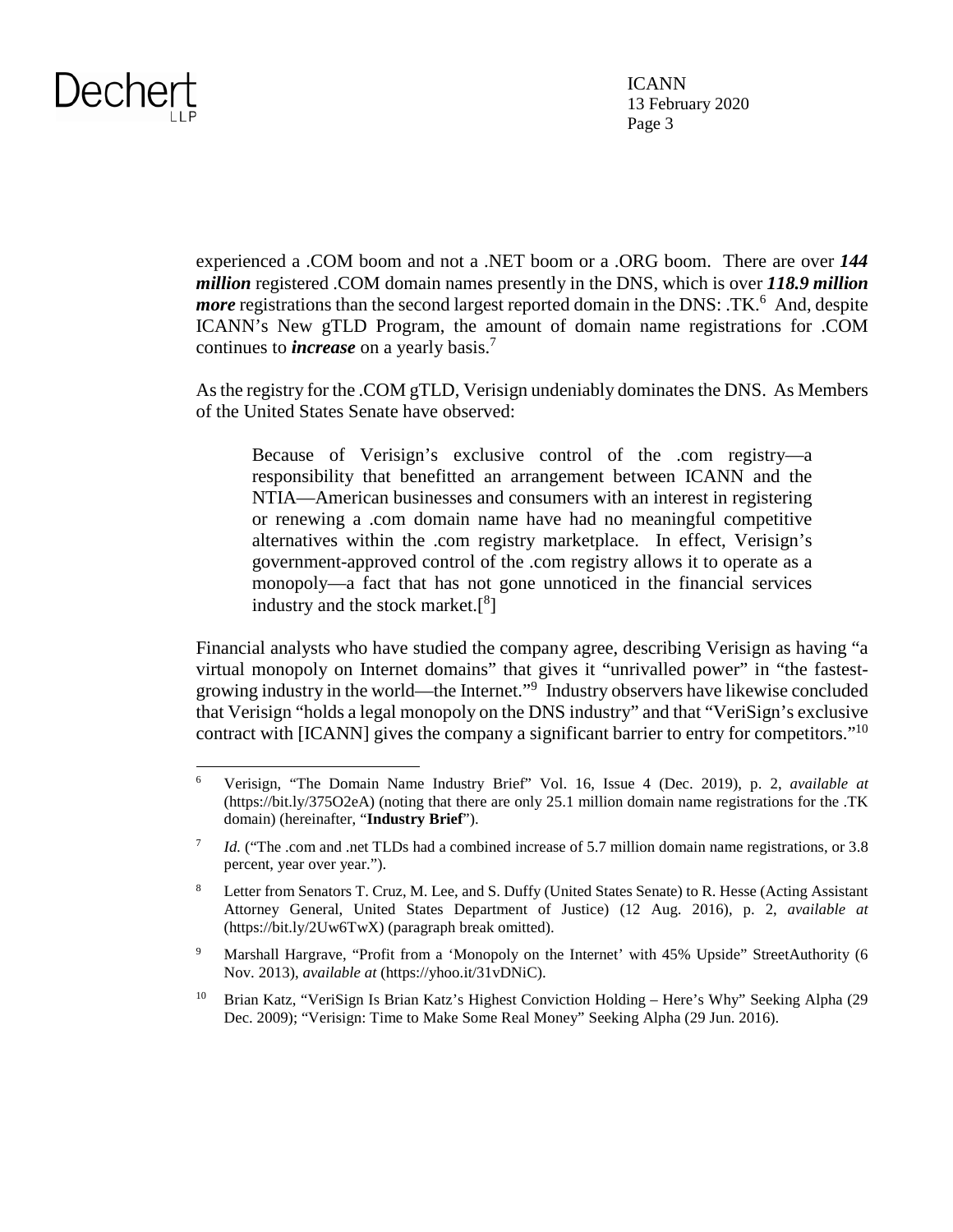experienced a .COM boom and not a .NET boom or a .ORG boom. There are over ***144 million*** registered .COM domain names presently in the DNS, which is over ***118.9 million more*** registrations than the second largest reported domain in the DNS: .TK.[6] And, despite ICANN's New gTLD Program, the amount of domain name registrations for .COM continues to ***increase*** on a yearly basis.[7]

As the registry for the .COM gTLD, Verisign undeniably dominates the DNS. As Members of the United States Senate have observed:

> Because of Verisign's exclusive control of the .com registry—a responsibility that benefitted an arrangement between ICANN and the NTIA—American businesses and consumers with an interest in registering or renewing a .com domain name have had no meaningful competitive alternatives within the .com registry marketplace. In effect, Verisign's government-approved control of the .com registry allows it to operate as a monopoly—a fact that has not gone unnoticed in the financial services industry and the stock market.[8]

Financial analysts who have studied the company agree, describing Verisign as having "a virtual monopoly on Internet domains" that gives it "unrivalled power" in "the fastest-growing industry in the world—the Internet."[9] Industry observers have likewise concluded that Verisign "holds a legal monopoly on the DNS industry" and that "VeriSign's exclusive contract with [ICANN] gives the company a significant barrier to entry for competitors."[10]

---

[6] Verisign, "The Domain Name Industry Brief" Vol. 16, Issue 4 (Dec. 2019), p. 2, *available at* (https://bit.ly/375O2eA) (noting that there are only 25.1 million domain name registrations for the .TK domain) (hereinafter, "**Industry Brief**").

[7] *Id.* ("The .com and .net TLDs had a combined increase of 5.7 million domain name registrations, or 3.8 percent, year over year.").

[8] Letter from Senators T. Cruz, M. Lee, and S. Duffy (United States Senate) to R. Hesse (Acting Assistant Attorney General, United States Department of Justice) (12 Aug. 2016), p. 2, *available at* (https://bit.ly/2Uw6TwX) (paragraph break omitted).

[9] Marshall Hargrave, "Profit from a 'Monopoly on the Internet' with 45% Upside" StreetAuthority (6 Nov. 2013), *available at* (https://yhoo.it/31vDNiC).

[10] Brian Katz, "VeriSign Is Brian Katz's Highest Conviction Holding – Here's Why" Seeking Alpha (29 Dec. 2009); "Verisign: Time to Make Some Real Money" Seeking Alpha (29 Jun. 2016).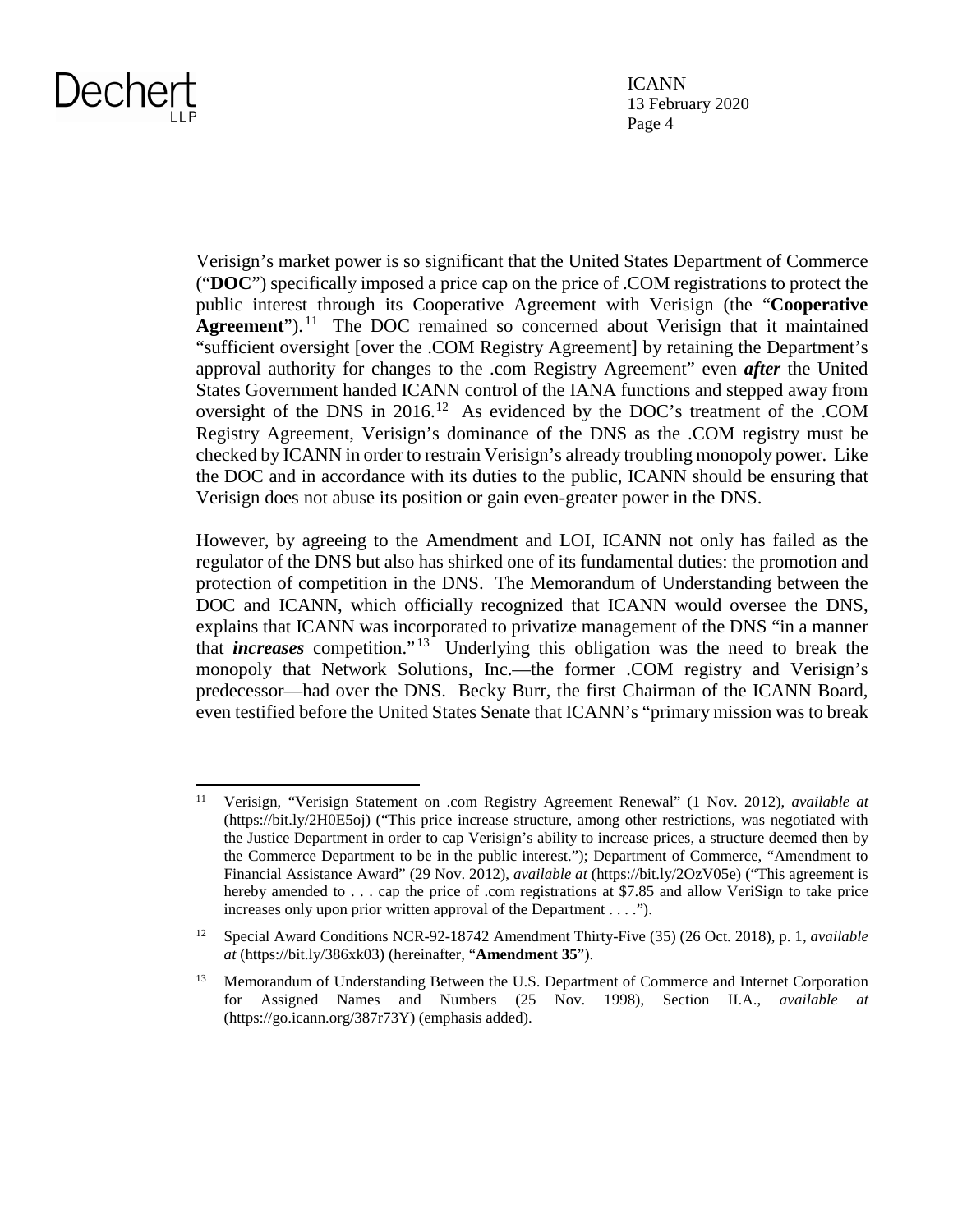Verisign's market power is so significant that the United States Department of Commerce ("**DOC**") specifically imposed a price cap on the price of .COM registrations to protect the public interest through its Cooperative Agreement with Verisign (the "**Cooperative Agreement**").[11] The DOC remained so concerned about Verisign that it maintained "sufficient oversight [over the .COM Registry Agreement] by retaining the Department's approval authority for changes to the .com Registry Agreement" even ***after*** the United States Government handed ICANN control of the IANA functions and stepped away from oversight of the DNS in 2016.[12] As evidenced by the DOC's treatment of the .COM Registry Agreement, Verisign's dominance of the DNS as the .COM registry must be checked by ICANN in order to restrain Verisign's already troubling monopoly power. Like the DOC and in accordance with its duties to the public, ICANN should be ensuring that Verisign does not abuse its position or gain even-greater power in the DNS.

However, by agreeing to the Amendment and LOI, ICANN not only has failed as the regulator of the DNS but also has shirked one of its fundamental duties: the promotion and protection of competition in the DNS. The Memorandum of Understanding between the DOC and ICANN, which officially recognized that ICANN would oversee the DNS, explains that ICANN was incorporated to privatize management of the DNS "in a manner that ***increases*** competition."[13] Underlying this obligation was the need to break the monopoly that Network Solutions, Inc.—the former .COM registry and Verisign's predecessor—had over the DNS. Becky Burr, the first Chairman of the ICANN Board, even testified before the United States Senate that ICANN's "primary mission was to break

---

[11] Verisign, "Verisign Statement on .com Registry Agreement Renewal" (1 Nov. 2012), *available at* (https://bit.ly/2H0E5oj) ("This price increase structure, among other restrictions, was negotiated with the Justice Department in order to cap Verisign's ability to increase prices, a structure deemed then by the Commerce Department to be in the public interest."); Department of Commerce, "Amendment to Financial Assistance Award" (29 Nov. 2012), *available at* (https://bit.ly/2OzV05e) ("This agreement is hereby amended to . . . cap the price of .com registrations at $7.85 and allow VeriSign to take price increases only upon prior written approval of the Department . . . .").

[12] Special Award Conditions NCR-92-18742 Amendment Thirty-Five (35) (26 Oct. 2018), p. 1, *available at* (https://bit.ly/386xk03) (hereinafter, "**Amendment 35**").

[13] Memorandum of Understanding Between the U.S. Department of Commerce and Internet Corporation for Assigned Names and Numbers (25 Nov. 1998), Section II.A., *available at* (https://go.icann.org/387r73Y) (emphasis added).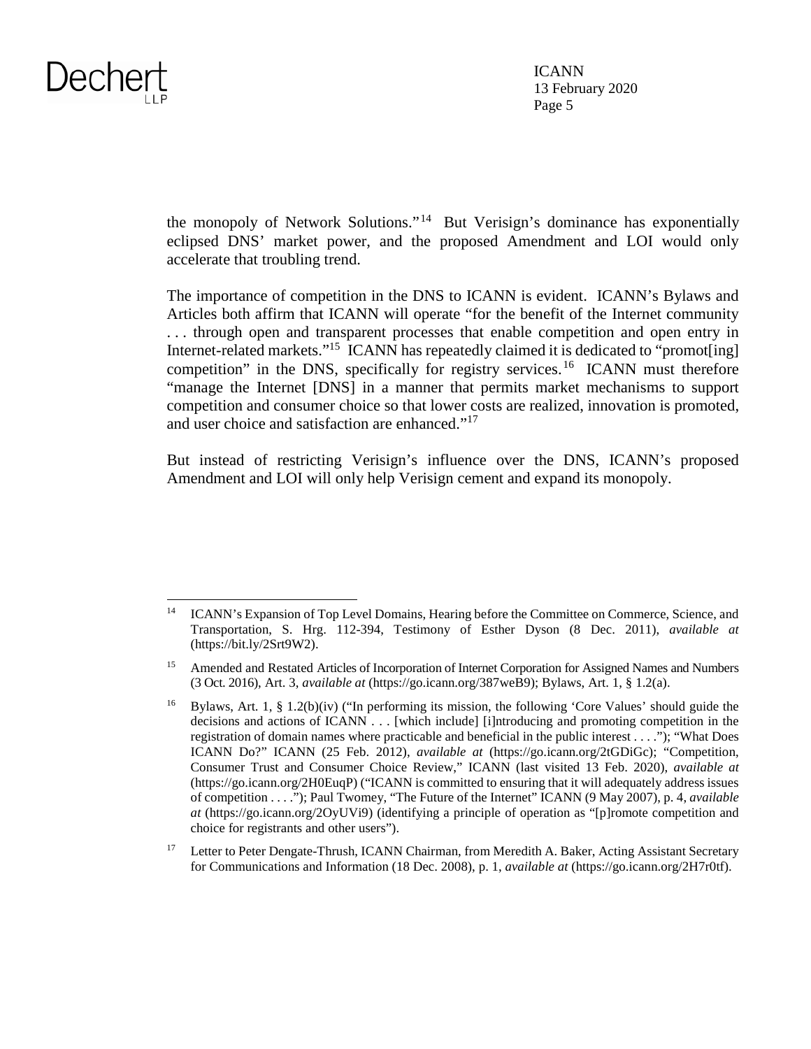the monopoly of Network Solutions."[14] But Verisign's dominance has exponentially eclipsed DNS' market power, and the proposed Amendment and LOI would only accelerate that troubling trend.

The importance of competition in the DNS to ICANN is evident. ICANN's Bylaws and Articles both affirm that ICANN will operate "for the benefit of the Internet community . . . through open and transparent processes that enable competition and open entry in Internet-related markets."[15] ICANN has repeatedly claimed it is dedicated to "promot[ing] competition" in the DNS, specifically for registry services.[16] ICANN must therefore "manage the Internet [DNS] in a manner that permits market mechanisms to support competition and consumer choice so that lower costs are realized, innovation is promoted, and user choice and satisfaction are enhanced."[17]

But instead of restricting Verisign's influence over the DNS, ICANN's proposed Amendment and LOI will only help Verisign cement and expand its monopoly.

---

[14] ICANN's Expansion of Top Level Domains, Hearing before the Committee on Commerce, Science, and Transportation, S. Hrg. 112-394, Testimony of Esther Dyson (8 Dec. 2011), *available at* (https://bit.ly/2Srt9W2).

[15] Amended and Restated Articles of Incorporation of Internet Corporation for Assigned Names and Numbers (3 Oct. 2016), Art. 3, *available at* (https://go.icann.org/387weB9); Bylaws, Art. 1, § 1.2(a).

[16] Bylaws, Art. 1, § 1.2(b)(iv) ("In performing its mission, the following 'Core Values' should guide the decisions and actions of ICANN . . . [which include] [i]ntroducing and promoting competition in the registration of domain names where practicable and beneficial in the public interest . . . ."); "What Does ICANN Do?" ICANN (25 Feb. 2012), *available at* (https://go.icann.org/2tGDiGc); "Competition, Consumer Trust and Consumer Choice Review," ICANN (last visited 13 Feb. 2020), *available at* (https://go.icann.org/2H0EuqP) ("ICANN is committed to ensuring that it will adequately address issues of competition . . . ."); Paul Twomey, "The Future of the Internet" ICANN (9 May 2007), p. 4, *available at* (https://go.icann.org/2OyUVi9) (identifying a principle of operation as "[p]romote competition and choice for registrants and other users").

[17] Letter to Peter Dengate-Thrush, ICANN Chairman, from Meredith A. Baker, Acting Assistant Secretary for Communications and Information (18 Dec. 2008), p. 1, *available at* (https://go.icann.org/2H7r0tf).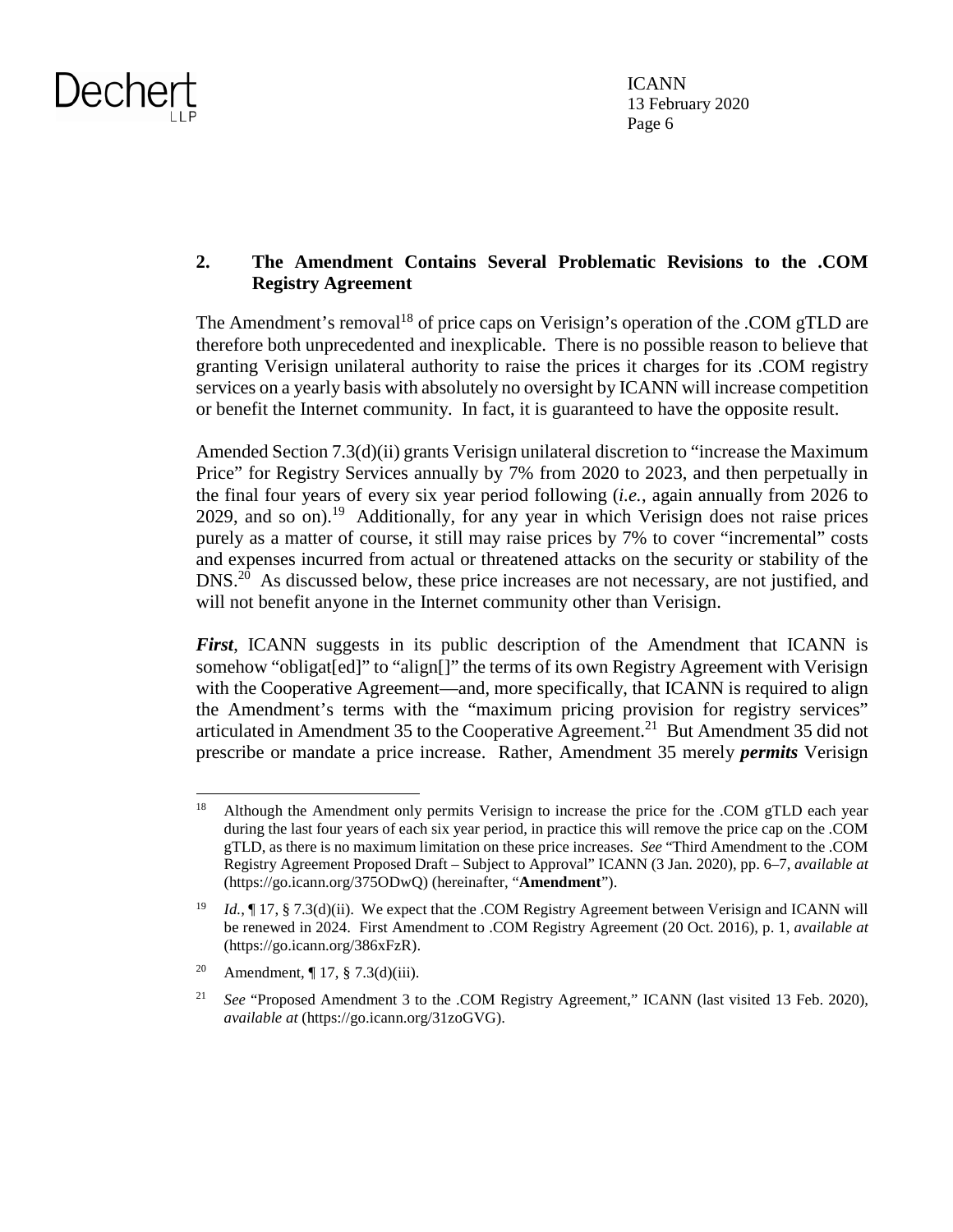**2. The Amendment Contains Several Problematic Revisions to the .COM Registry Agreement**

The Amendment's removal[18] of price caps on Verisign's operation of the .COM gTLD are therefore both unprecedented and inexplicable. There is no possible reason to believe that granting Verisign unilateral authority to raise the prices it charges for its .COM registry services on a yearly basis with absolutely no oversight by ICANN will increase competition or benefit the Internet community. In fact, it is guaranteed to have the opposite result.

Amended Section 7.3(d)(ii) grants Verisign unilateral discretion to "increase the Maximum Price" for Registry Services annually by 7% from 2020 to 2023, and then perpetually in the final four years of every six year period following (*i.e.*, again annually from 2026 to 2029, and so on).[19] Additionally, for any year in which Verisign does not raise prices purely as a matter of course, it still may raise prices by 7% to cover "incremental" costs and expenses incurred from actual or threatened attacks on the security or stability of the DNS.[20] As discussed below, these price increases are not necessary, are not justified, and will not benefit anyone in the Internet community other than Verisign.

***First***, ICANN suggests in its public description of the Amendment that ICANN is somehow "obligat[ed]" to "align[]" the terms of its own Registry Agreement with Verisign with the Cooperative Agreement—and, more specifically, that ICANN is required to align the Amendment's terms with the "maximum pricing provision for registry services" articulated in Amendment 35 to the Cooperative Agreement.[21] But Amendment 35 did not prescribe or mandate a price increase. Rather, Amendment 35 merely ***permits*** Verisign

---

[18] Although the Amendment only permits Verisign to increase the price for the .COM gTLD each year during the last four years of each six year period, in practice this will remove the price cap on the .COM gTLD, as there is no maximum limitation on these price increases. *See* "Third Amendment to the .COM Registry Agreement Proposed Draft – Subject to Approval" ICANN (3 Jan. 2020), pp. 6–7, *available at* (https://go.icann.org/375ODwQ) (hereinafter, "**Amendment**").

[19] *Id.*, ¶ 17, § 7.3(d)(ii). We expect that the .COM Registry Agreement between Verisign and ICANN will be renewed in 2024. First Amendment to .COM Registry Agreement (20 Oct. 2016), p. 1, *available at* (https://go.icann.org/386xFzR).

[20] Amendment, ¶ 17, § 7.3(d)(iii).

[21] *See* "Proposed Amendment 3 to the .COM Registry Agreement," ICANN (last visited 13 Feb. 2020), *available at* (https://go.icann.org/31zoGVG).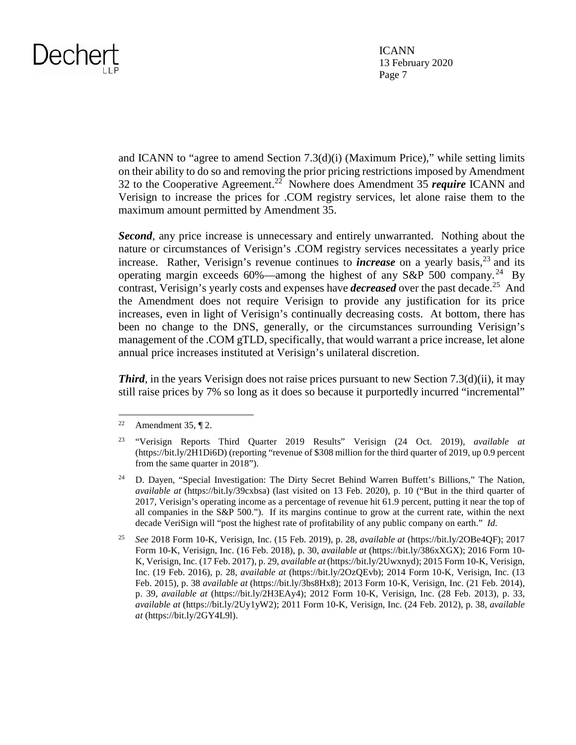and ICANN to "agree to amend Section 7.3(d)(i) (Maximum Price)," while setting limits on their ability to do so and removing the prior pricing restrictions imposed by Amendment 32 to the Cooperative Agreement.[22] Nowhere does Amendment 35 ***require*** ICANN and Verisign to increase the prices for .COM registry services, let alone raise them to the maximum amount permitted by Amendment 35.

***Second***, any price increase is unnecessary and entirely unwarranted. Nothing about the nature or circumstances of Verisign's .COM registry services necessitates a yearly price increase. Rather, Verisign's revenue continues to ***increase*** on a yearly basis,[23] and its operating margin exceeds 60%—among the highest of any S&P 500 company.[24] By contrast, Verisign's yearly costs and expenses have ***decreased*** over the past decade.[25] And the Amendment does not require Verisign to provide any justification for its price increases, even in light of Verisign's continually decreasing costs. At bottom, there has been no change to the DNS, generally, or the circumstances surrounding Verisign's management of the .COM gTLD, specifically, that would warrant a price increase, let alone annual price increases instituted at Verisign's unilateral discretion.

***Third***, in the years Verisign does not raise prices pursuant to new Section 7.3(d)(ii), it may still raise prices by 7% so long as it does so because it purportedly incurred "incremental"

---

[22] Amendment 35, ¶ 2.

[23] "Verisign Reports Third Quarter 2019 Results" Verisign (24 Oct. 2019), *available at* (https://bit.ly/2H1Di6D) (reporting "revenue of $308 million for the third quarter of 2019, up 0.9 percent from the same quarter in 2018").

[24] D. Dayen, "Special Investigation: The Dirty Secret Behind Warren Buffett's Billions," The Nation, *available at* (https://bit.ly/39cxbsa) (last visited on 13 Feb. 2020), p. 10 ("But in the third quarter of 2017, Verisign's operating income as a percentage of revenue hit 61.9 percent, putting it near the top of all companies in the S&P 500."). If its margins continue to grow at the current rate, within the next decade VeriSign will "post the highest rate of profitability of any public company on earth." *Id.*

[25] *See* 2018 Form 10-K, Verisign, Inc. (15 Feb. 2019), p. 28, *available at* (https://bit.ly/2OBe4QF); 2017 Form 10-K, Verisign, Inc. (16 Feb. 2018), p. 30, *available at* (https://bit.ly/386xXGX); 2016 Form 10-K, Verisign, Inc. (17 Feb. 2017), p. 29, *available at* (https://bit.ly/2Uwxnyd); 2015 Form 10-K, Verisign, Inc. (19 Feb. 2016), p. 28, *available at* (https://bit.ly/2OzQEvb); 2014 Form 10-K, Verisign, Inc. (13 Feb. 2015), p. 38 *available at* (https://bit.ly/3bs8Hx8); 2013 Form 10-K, Verisign, Inc. (21 Feb. 2014), p. 39, *available at* (https://bit.ly/2H3EAy4); 2012 Form 10-K, Verisign, Inc. (28 Feb. 2013), p. 33, *available at* (https://bit.ly/2Uy1yW2); 2011 Form 10-K, Verisign, Inc. (24 Feb. 2012), p. 38, *available at* (https://bit.ly/2GY4L9l).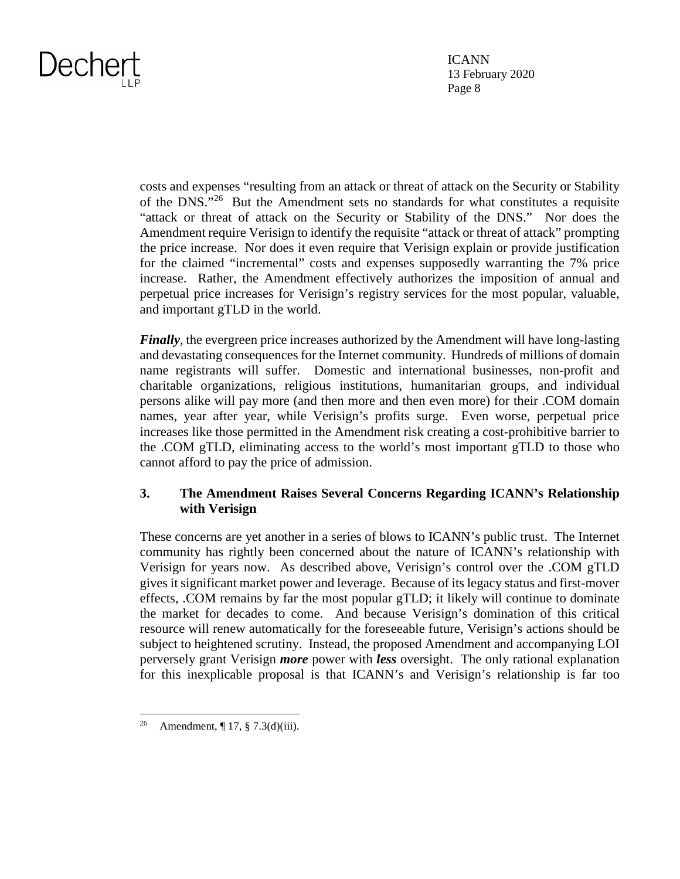costs and expenses "resulting from an attack or threat of attack on the Security or Stability of the DNS."[26] But the Amendment sets no standards for what constitutes a requisite "attack or threat of attack on the Security or Stability of the DNS." Nor does the Amendment require Verisign to identify the requisite "attack or threat of attack" prompting the price increase. Nor does it even require that Verisign explain or provide justification for the claimed "incremental" costs and expenses supposedly warranting the 7% price increase. Rather, the Amendment effectively authorizes the imposition of annual and perpetual price increases for Verisign's registry services for the most popular, valuable, and important gTLD in the world.

***Finally***, the evergreen price increases authorized by the Amendment will have long-lasting and devastating consequences for the Internet community. Hundreds of millions of domain name registrants will suffer. Domestic and international businesses, non-profit and charitable organizations, religious institutions, humanitarian groups, and individual persons alike will pay more (and then more and then even more) for their .COM domain names, year after year, while Verisign's profits surge. Even worse, perpetual price increases like those permitted in the Amendment risk creating a cost-prohibitive barrier to the .COM gTLD, eliminating access to the world's most important gTLD to those who cannot afford to pay the price of admission.

### 3. The Amendment Raises Several Concerns Regarding ICANN's Relationship with Verisign

These concerns are yet another in a series of blows to ICANN's public trust. The Internet community has rightly been concerned about the nature of ICANN's relationship with Verisign for years now. As described above, Verisign's control over the .COM gTLD gives it significant market power and leverage. Because of its legacy status and first-mover effects, .COM remains by far the most popular gTLD; it likely will continue to dominate the market for decades to come. And because Verisign's domination of this critical resource will renew automatically for the foreseeable future, Verisign's actions should be subject to heightened scrutiny. Instead, the proposed Amendment and accompanying LOI perversely grant Verisign ***more*** power with ***less*** oversight. The only rational explanation for this inexplicable proposal is that ICANN's and Verisign's relationship is far too

---

[26] Amendment, ¶ 17, § 7.3(d)(iii).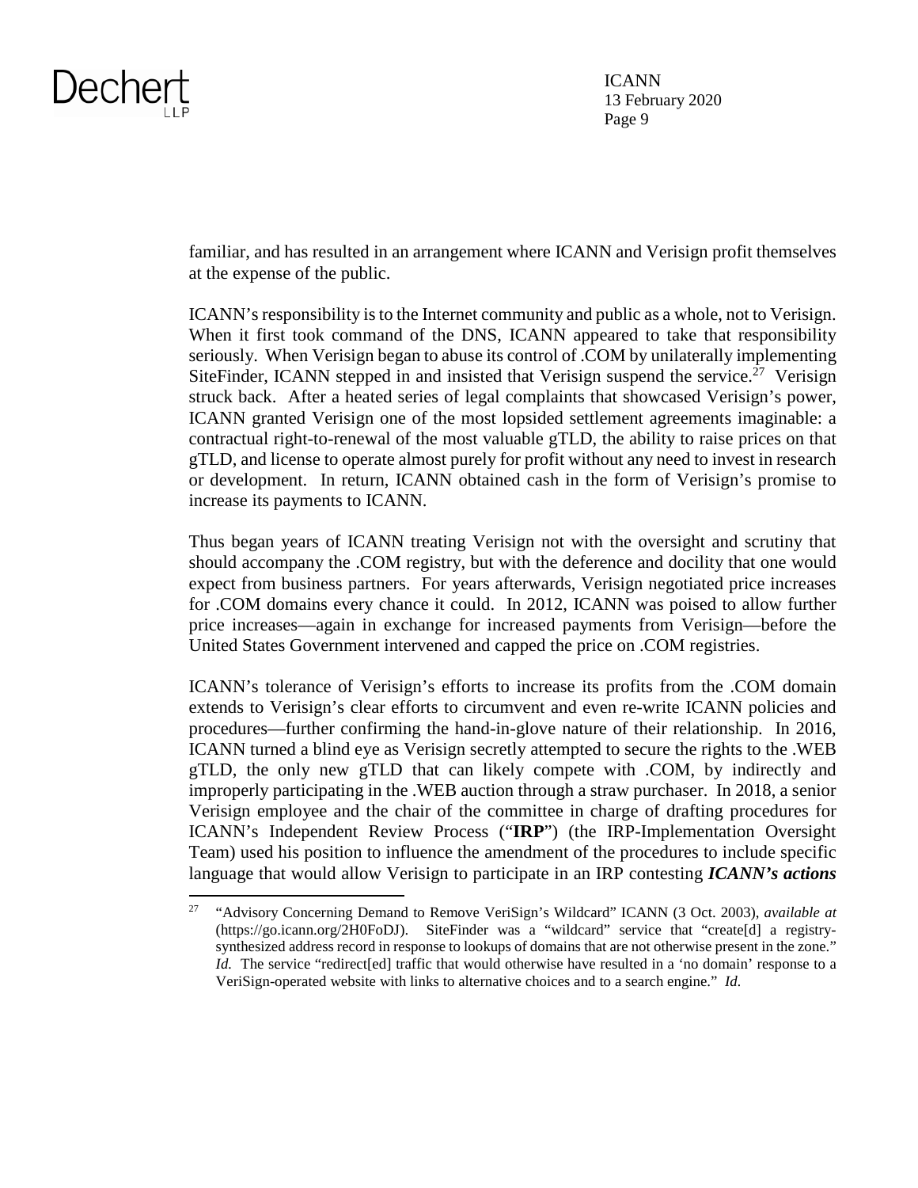familiar, and has resulted in an arrangement where ICANN and Verisign profit themselves at the expense of the public.

ICANN's responsibility is to the Internet community and public as a whole, not to Verisign. When it first took command of the DNS, ICANN appeared to take that responsibility seriously. When Verisign began to abuse its control of .COM by unilaterally implementing SiteFinder, ICANN stepped in and insisted that Verisign suspend the service.[27] Verisign struck back. After a heated series of legal complaints that showcased Verisign's power, ICANN granted Verisign one of the most lopsided settlement agreements imaginable: a contractual right-to-renewal of the most valuable gTLD, the ability to raise prices on that gTLD, and license to operate almost purely for profit without any need to invest in research or development. In return, ICANN obtained cash in the form of Verisign's promise to increase its payments to ICANN.

Thus began years of ICANN treating Verisign not with the oversight and scrutiny that should accompany the .COM registry, but with the deference and docility that one would expect from business partners. For years afterwards, Verisign negotiated price increases for .COM domains every chance it could. In 2012, ICANN was poised to allow further price increases—again in exchange for increased payments from Verisign—before the United States Government intervened and capped the price on .COM registries.

ICANN's tolerance of Verisign's efforts to increase its profits from the .COM domain extends to Verisign's clear efforts to circumvent and even re-write ICANN policies and procedures—further confirming the hand-in-glove nature of their relationship. In 2016, ICANN turned a blind eye as Verisign secretly attempted to secure the rights to the .WEB gTLD, the only new gTLD that can likely compete with .COM, by indirectly and improperly participating in the .WEB auction through a straw purchaser. In 2018, a senior Verisign employee and the chair of the committee in charge of drafting procedures for ICANN's Independent Review Process ("**IRP**") (the IRP-Implementation Oversight Team) used his position to influence the amendment of the procedures to include specific language that would allow Verisign to participate in an IRP contesting ***ICANN's actions***

---

[27] "Advisory Concerning Demand to Remove VeriSign's Wildcard" ICANN (3 Oct. 2003), *available at* (https://go.icann.org/2H0FoDJ). SiteFinder was a "wildcard" service that "create[d] a registry-synthesized address record in response to lookups of domains that are not otherwise present in the zone." *Id.* The service "redirect[ed] traffic that would otherwise have resulted in a 'no domain' response to a VeriSign-operated website with links to alternative choices and to a search engine." *Id.*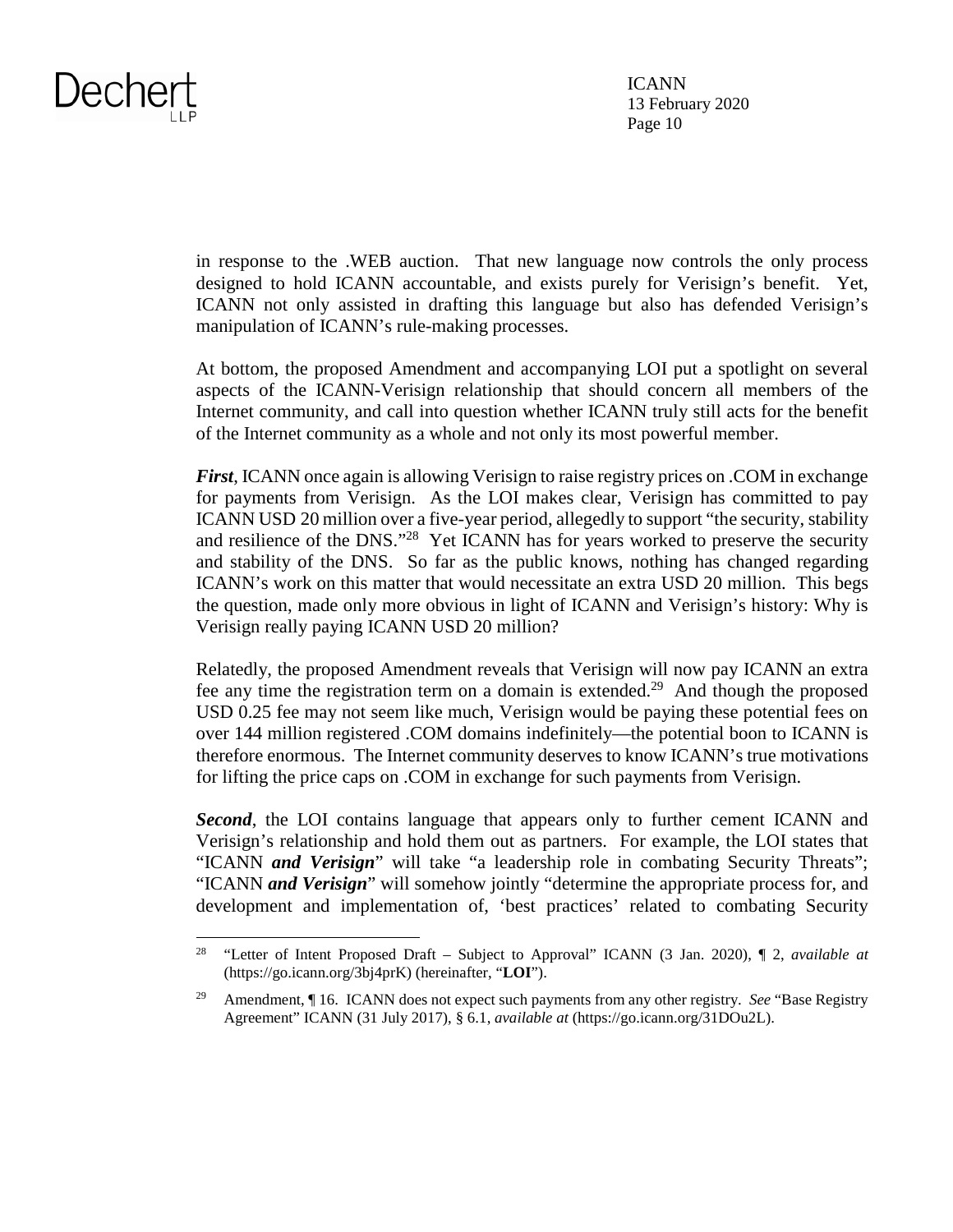in response to the .WEB auction. That new language now controls the only process designed to hold ICANN accountable, and exists purely for Verisign's benefit. Yet, ICANN not only assisted in drafting this language but also has defended Verisign's manipulation of ICANN's rule-making processes.

At bottom, the proposed Amendment and accompanying LOI put a spotlight on several aspects of the ICANN-Verisign relationship that should concern all members of the Internet community, and call into question whether ICANN truly still acts for the benefit of the Internet community as a whole and not only its most powerful member.

***First***, ICANN once again is allowing Verisign to raise registry prices on .COM in exchange for payments from Verisign. As the LOI makes clear, Verisign has committed to pay ICANN USD 20 million over a five-year period, allegedly to support "the security, stability and resilience of the DNS."[28] Yet ICANN has for years worked to preserve the security and stability of the DNS. So far as the public knows, nothing has changed regarding ICANN's work on this matter that would necessitate an extra USD 20 million. This begs the question, made only more obvious in light of ICANN and Verisign's history: Why is Verisign really paying ICANN USD 20 million?

Relatedly, the proposed Amendment reveals that Verisign will now pay ICANN an extra fee any time the registration term on a domain is extended.[29] And though the proposed USD 0.25 fee may not seem like much, Verisign would be paying these potential fees on over 144 million registered .COM domains indefinitely—the potential boon to ICANN is therefore enormous. The Internet community deserves to know ICANN's true motivations for lifting the price caps on .COM in exchange for such payments from Verisign.

***Second***, the LOI contains language that appears only to further cement ICANN and Verisign's relationship and hold them out as partners. For example, the LOI states that "ICANN ***and Verisign***" will take "a leadership role in combating Security Threats"; "ICANN ***and Verisign***" will somehow jointly "determine the appropriate process for, and development and implementation of, 'best practices' related to combating Security

---

[28] "Letter of Intent Proposed Draft – Subject to Approval" ICANN (3 Jan. 2020), ¶ 2, *available at* (https://go.icann.org/3bj4prK) (hereinafter, "**LOI**").

[29] Amendment, ¶ 16. ICANN does not expect such payments from any other registry. *See* "Base Registry Agreement" ICANN (31 July 2017), § 6.1, *available at* (https://go.icann.org/31DOu2L).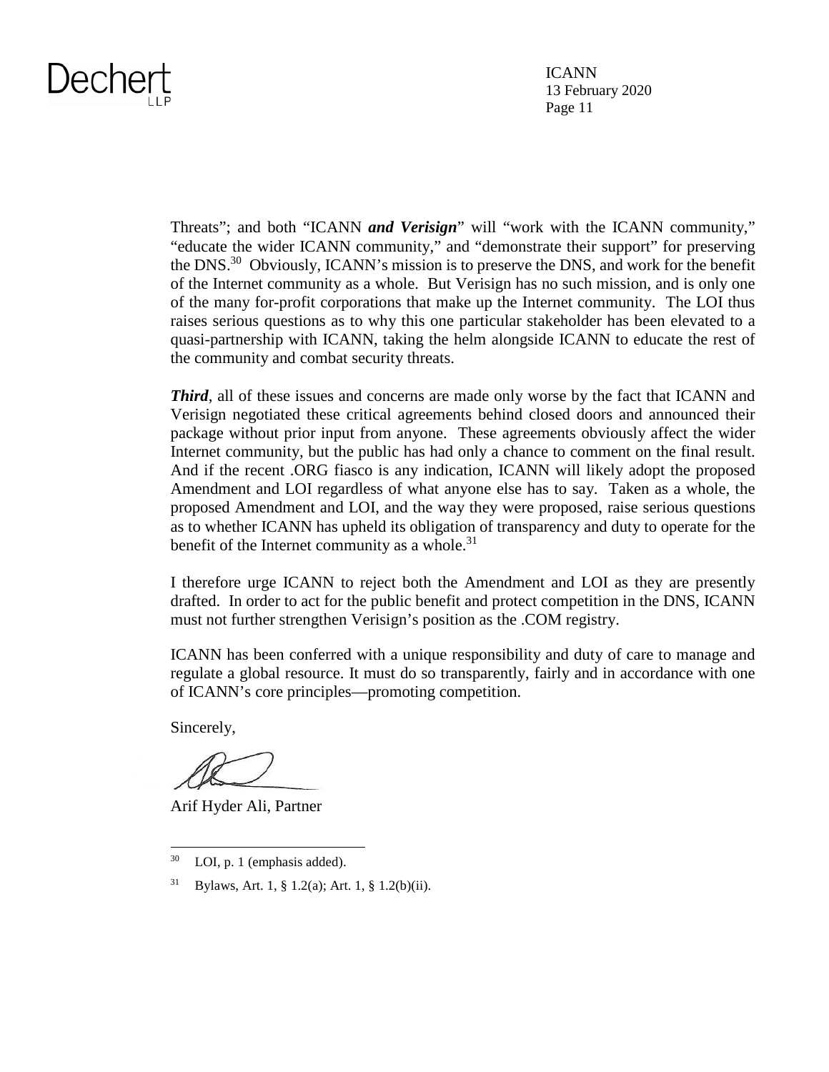Threats"; and both "ICANN ***and Verisign***" will "work with the ICANN community," "educate the wider ICANN community," and "demonstrate their support" for preserving the DNS.[30] Obviously, ICANN's mission is to preserve the DNS, and work for the benefit of the Internet community as a whole. But Verisign has no such mission, and is only one of the many for-profit corporations that make up the Internet community. The LOI thus raises serious questions as to why this one particular stakeholder has been elevated to a quasi-partnership with ICANN, taking the helm alongside ICANN to educate the rest of the community and combat security threats.

***Third***, all of these issues and concerns are made only worse by the fact that ICANN and Verisign negotiated these critical agreements behind closed doors and announced their package without prior input from anyone. These agreements obviously affect the wider Internet community, but the public has had only a chance to comment on the final result. And if the recent .ORG fiasco is any indication, ICANN will likely adopt the proposed Amendment and LOI regardless of what anyone else has to say. Taken as a whole, the proposed Amendment and LOI, and the way they were proposed, raise serious questions as to whether ICANN has upheld its obligation of transparency and duty to operate for the benefit of the Internet community as a whole.[31]

I therefore urge ICANN to reject both the Amendment and LOI as they are presently drafted. In order to act for the public benefit and protect competition in the DNS, ICANN must not further strengthen Verisign's position as the .COM registry.

ICANN has been conferred with a unique responsibility and duty of care to manage and regulate a global resource. It must do so transparently, fairly and in accordance with one of ICANN's core principles—promoting competition.

Sincerely,

Arif Hyder Ali, Partner

---

[30] LOI, p. 1 (emphasis added).

[31] Bylaws, Art. 1, § 1.2(a); Art. 1, § 1.2(b)(ii).